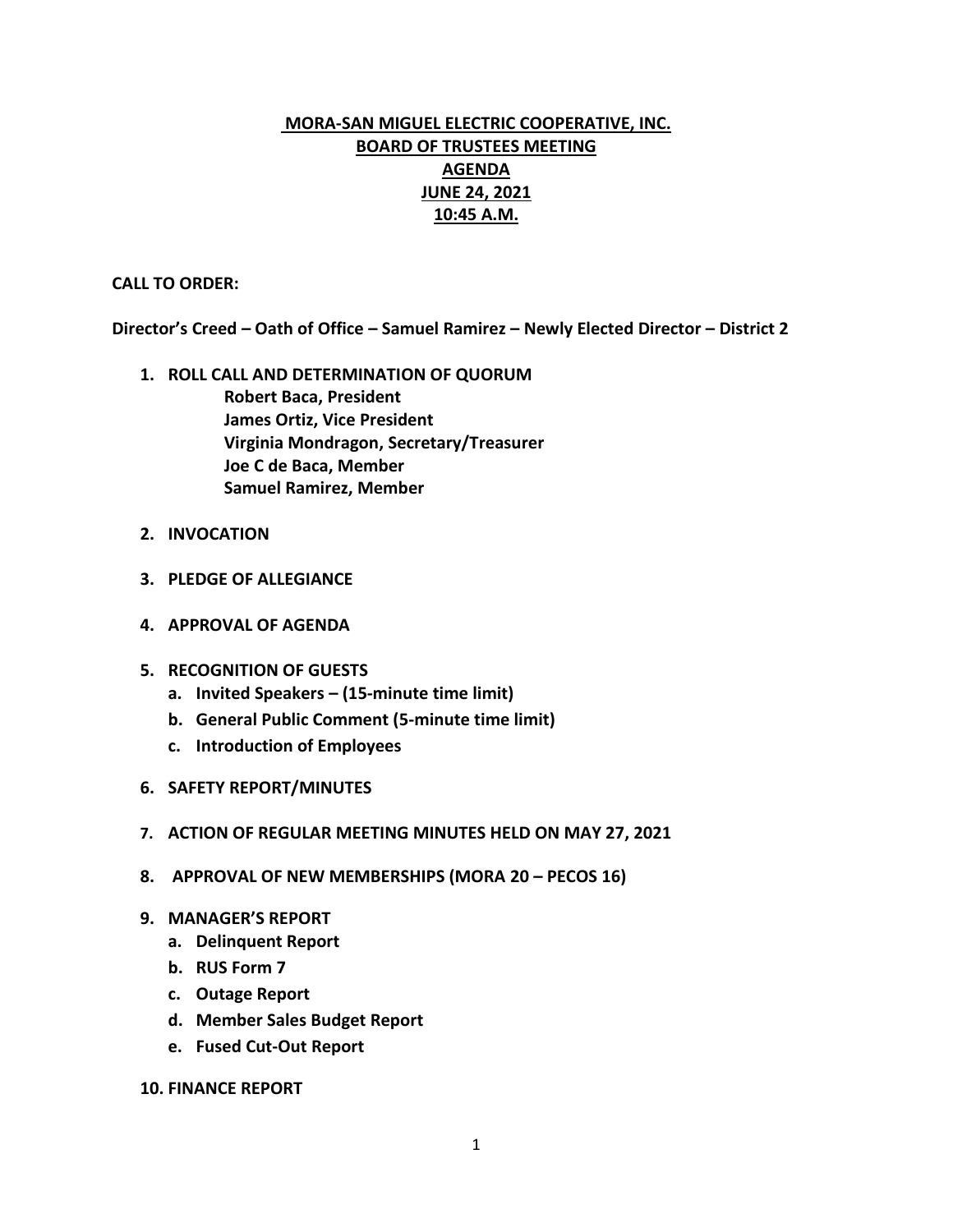# MORA-SAN MIGUEL ELECTRIC COOPERATIVE, INC.
## BOARD OF TRUSTEES MEETING
## AGENDA
## JUNE 24, 2021
## 10:45 A.M.

**CALL TO ORDER:**

**Director's Creed – Oath of Office – Samuel Ramirez – Newly Elected Director – District 2**

1. **ROLL CALL AND DETERMINATION OF QUORUM**
   **Robert Baca, President**
   **James Ortiz, Vice President**
   **Virginia Mondragon, Secretary/Treasurer**
   **Joe C de Baca, Member**
   **Samuel Ramirez, Member**

2. **INVOCATION**

3. **PLEDGE OF ALLEGIANCE**

4. **APPROVAL OF AGENDA**

5. **RECOGNITION OF GUESTS**
   a. **Invited Speakers – (15-minute time limit)**
   b. **General Public Comment (5-minute time limit)**
   c. **Introduction of Employees**

6. **SAFETY REPORT/MINUTES**

7. **ACTION OF REGULAR MEETING MINUTES HELD ON MAY 27, 2021**

8. **APPROVAL OF NEW MEMBERSHIPS (MORA 20 – PECOS 16)**

9. **MANAGER'S REPORT**
   a. **Delinquent Report**
   b. **RUS Form 7**
   c. **Outage Report**
   d. **Member Sales Budget Report**
   e. **Fused Cut-Out Report**

10. **FINANCE REPORT**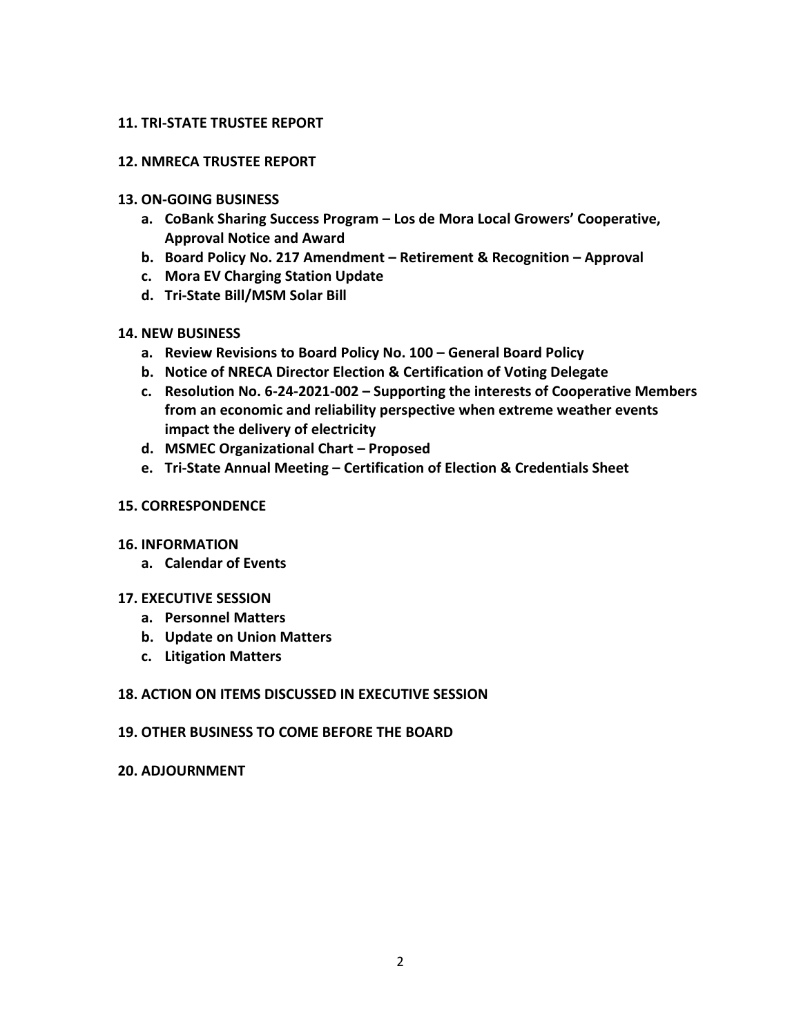**11. TRI-STATE TRUSTEE REPORT**

**12. NMRECA TRUSTEE REPORT**

**13. ON-GOING BUSINESS**

- **a. CoBank Sharing Success Program – Los de Mora Local Growers' Cooperative, Approval Notice and Award**
- **b. Board Policy No. 217 Amendment – Retirement & Recognition – Approval**
- **c. Mora EV Charging Station Update**
- **d. Tri-State Bill/MSM Solar Bill**

**14. NEW BUSINESS**

- **a. Review Revisions to Board Policy No. 100 – General Board Policy**
- **b. Notice of NRECA Director Election & Certification of Voting Delegate**
- **c. Resolution No. 6-24-2021-002 – Supporting the interests of Cooperative Members from an economic and reliability perspective when extreme weather events impact the delivery of electricity**
- **d. MSMEC Organizational Chart – Proposed**
- **e. Tri-State Annual Meeting – Certification of Election & Credentials Sheet**

**15. CORRESPONDENCE**

**16. INFORMATION**

- **a. Calendar of Events**

**17. EXECUTIVE SESSION**

- **a. Personnel Matters**
- **b. Update on Union Matters**
- **c. Litigation Matters**

**18. ACTION ON ITEMS DISCUSSED IN EXECUTIVE SESSION**

**19. OTHER BUSINESS TO COME BEFORE THE BOARD**

**20. ADJOURNMENT**